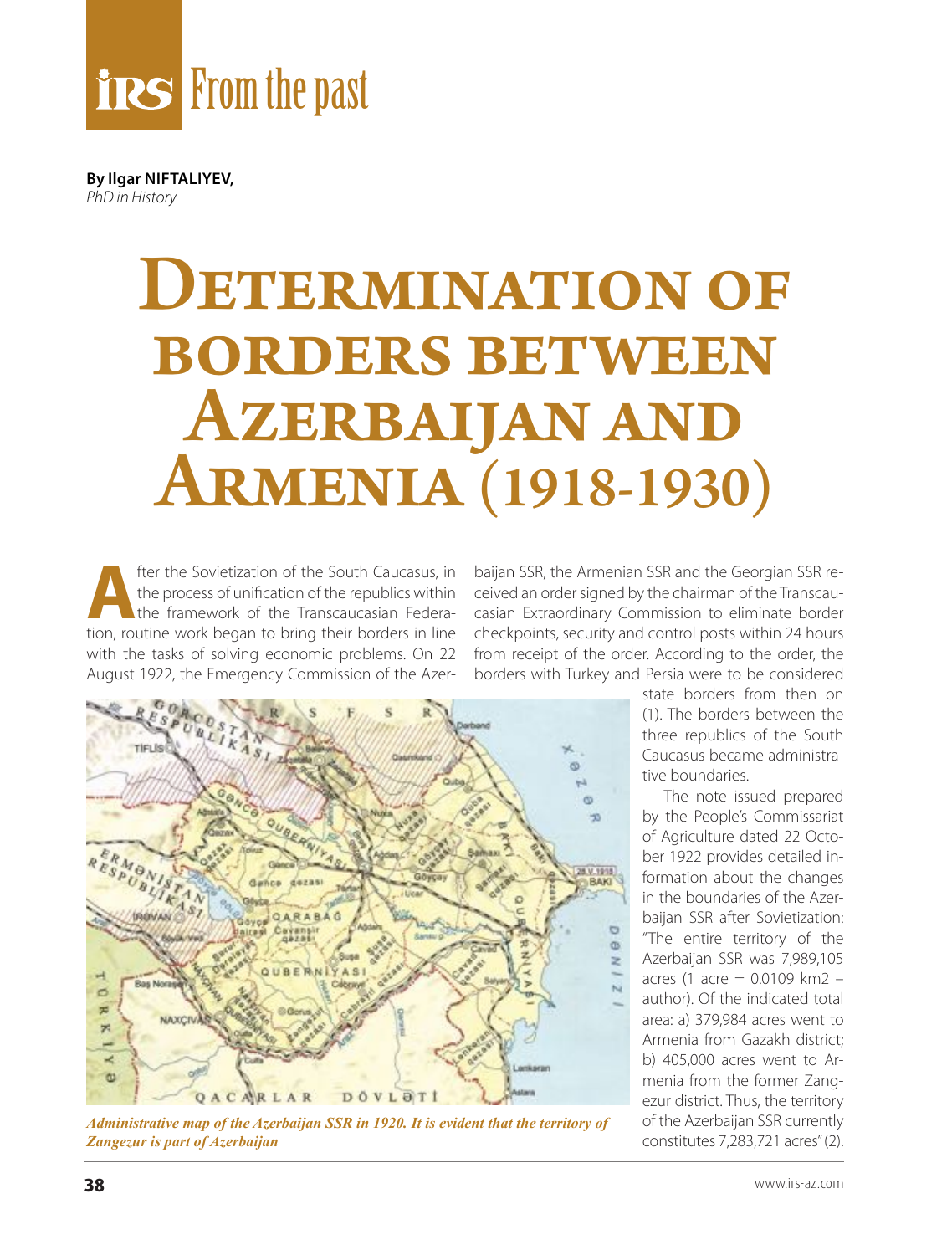**By Ilgar NIFTALIYEV,**
*PhD in History*

# Determination of borders between Azerbaijan and Armenia (1918-1930)

After the Sovietization of the South Caucasus, in the process of unification of the republics within the framework of the Transcaucasian Federation, routine work began to bring their borders in line with the tasks of solving economic problems. On 22 August 1922, the Emergency Commission of the Azerbaijan SSR, the Armenian SSR and the Georgian SSR received an order signed by the chairman of the Transcaucasian Extraordinary Commission to eliminate border checkpoints, security and control posts within 24 hours from receipt of the order. According to the order, the borders with Turkey and Persia were to be considered state borders from then on (1). The borders between the three republics of the South Caucasus became administrative boundaries.

*Administrative map of the Azerbaijan SSR in 1920. It is evident that the territory of Zangezur is part of Azerbaijan*

The note issued prepared by the People's Commissariat of Agriculture dated 22 October 1922 provides detailed information about the changes in the boundaries of the Azerbaijan SSR after Sovietization: "The entire territory of the Azerbaijan SSR was 7,989,105 acres (1 acre = 0.0109 km2 – author). Of the indicated total area: a) 379,984 acres went to Armenia from Gazakh district; b) 405,000 acres went to Armenia from the former Zangezur district. Thus, the territory of the Azerbaijan SSR currently constitutes 7,283,721 acres" (2).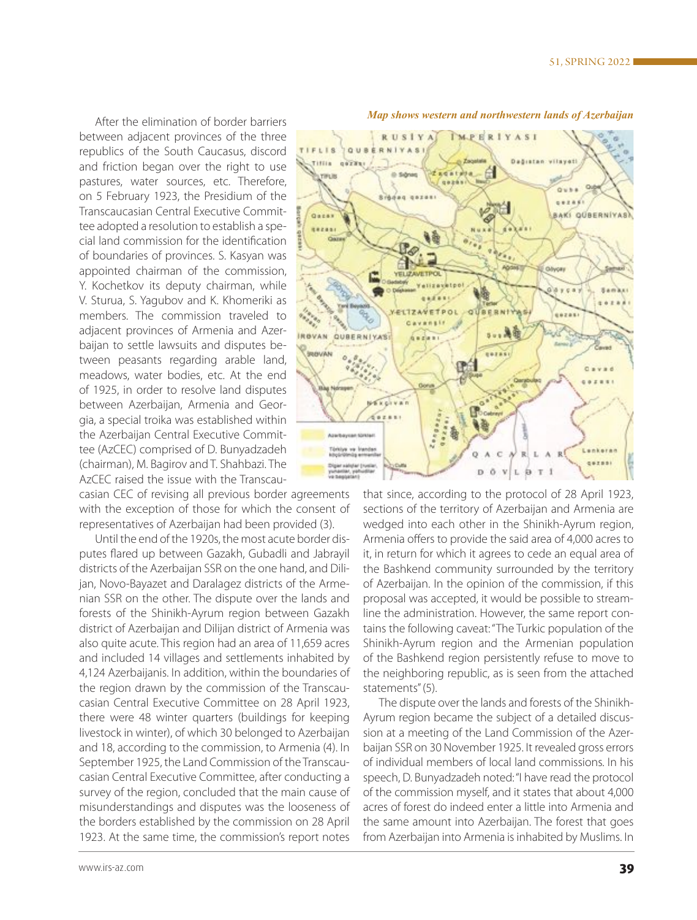After the elimination of border barriers between adjacent provinces of the three republics of the South Caucasus, discord and friction began over the right to use pastures, water sources, etc. Therefore, on 5 February 1923, the Presidium of the Transcaucasian Central Executive Committee adopted a resolution to establish a special land commission for the identification of boundaries of provinces. S. Kasyan was appointed chairman of the commission, Y. Kochetkov its deputy chairman, while V. Sturua, S. Yagubov and K. Khomeriki as members. The commission traveled to adjacent provinces of Armenia and Azerbaijan to settle lawsuits and disputes between peasants regarding arable land, meadows, water bodies, etc. At the end of 1925, in order to resolve land disputes between Azerbaijan, Armenia and Georgia, a special troika was established within the Azerbaijan Central Executive Committee (AzCEC) comprised of D. Bunyadzadeh (chairman), M. Bagirov and T. Shahbazi. The AzCEC raised the issue with the Transcaucasian CEC of revising all previous border agreements with the exception of those for which the consent of representatives of Azerbaijan had been provided (3).

Until the end of the 1920s, the most acute border disputes flared up between Gazakh, Gubadli and Jabrayil districts of the Azerbaijan SSR on the one hand, and Dilijan, Novo-Bayazet and Daralagez districts of the Armenian SSR on the other. The dispute over the lands and forests of the Shinikh-Ayrum region between Gazakh district of Azerbaijan and Dilijan district of Armenia was also quite acute. This region had an area of 11,659 acres and included 14 villages and settlements inhabited by 4,124 Azerbaijanis. In addition, within the boundaries of the region drawn by the commission of the Transcaucasian Central Executive Committee on 28 April 1923, there were 48 winter quarters (buildings for keeping livestock in winter), of which 30 belonged to Azerbaijan and 18, according to the commission, to Armenia (4). In September 1925, the Land Commission of the Transcaucasian Central Executive Committee, after conducting a survey of the region, concluded that the main cause of misunderstandings and disputes was the looseness of the borders established by the commission on 28 April 1923. At the same time, the commission's report notes that since, according to the protocol of 28 April 1923, sections of the territory of Azerbaijan and Armenia are wedged into each other in the Shinikh-Ayrum region, Armenia offers to provide the said area of 4,000 acres to it, in return for which it agrees to cede an equal area of the Bashkend community surrounded by the territory of Azerbaijan. In the opinion of the commission, if this proposal was accepted, it would be possible to streamline the administration. However, the same report contains the following caveat: "The Turkic population of the Shinikh-Ayrum region and the Armenian population of the Bashkend region persistently refuse to move to the neighboring republic, as is seen from the attached statements" (5).

*Map shows western and northwestern lands of Azerbaijan*

The dispute over the lands and forests of the Shinikh-Ayrum region became the subject of a detailed discussion at a meeting of the Land Commission of the Azerbaijan SSR on 30 November 1925. It revealed gross errors of individual members of local land commissions. In his speech, D. Bunyadzadeh noted: "I have read the protocol of the commission myself, and it states that about 4,000 acres of forest do indeed enter a little into Armenia and the same amount into Azerbaijan. The forest that goes from Azerbaijan into Armenia is inhabited by Muslims. In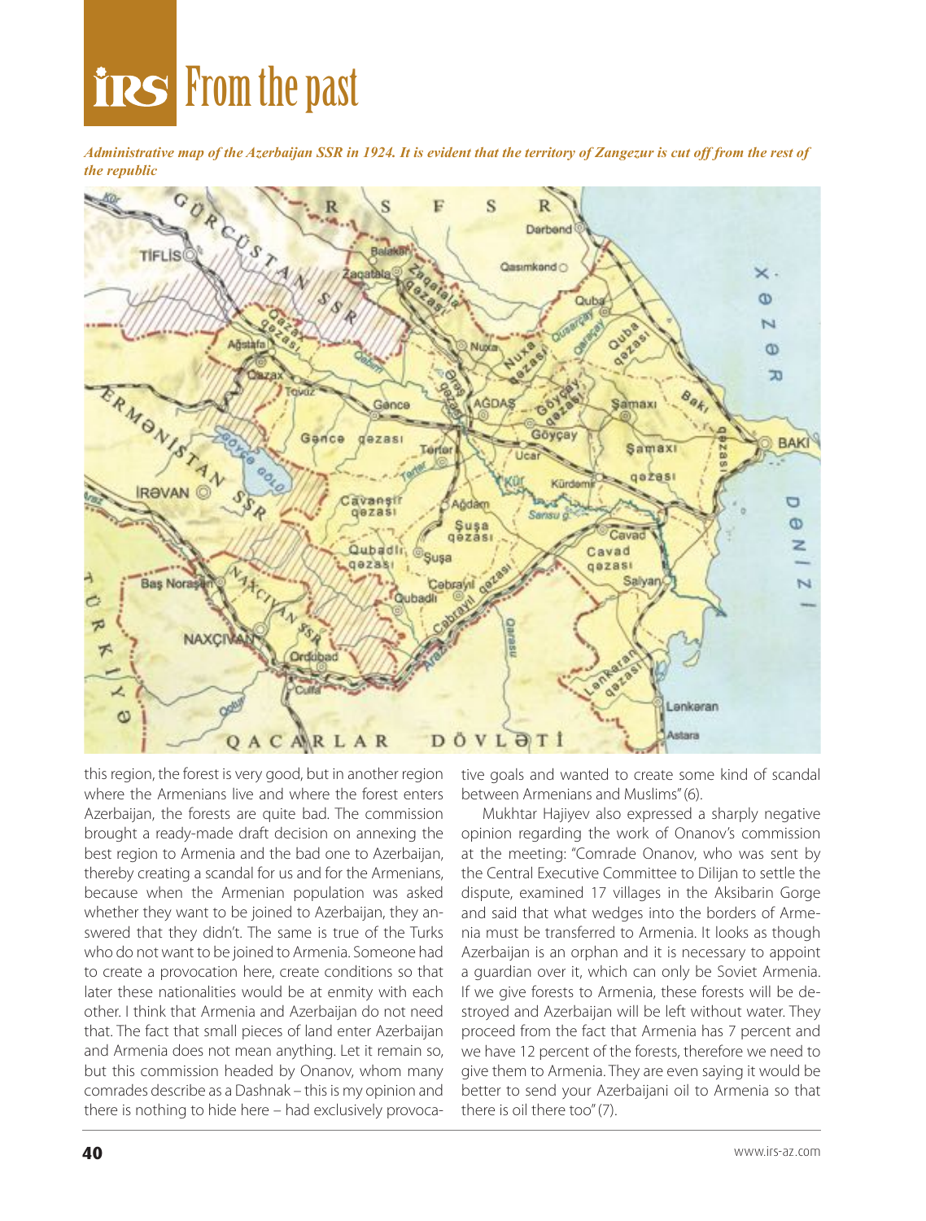*Administrative map of the Azerbaijan SSR in 1924. It is evident that the territory of Zangezur is cut off from the rest of the republic*

this region, the forest is very good, but in another region where the Armenians live and where the forest enters Azerbaijan, the forests are quite bad. The commission brought a ready-made draft decision on annexing the best region to Armenia and the bad one to Azerbaijan, thereby creating a scandal for us and for the Armenians, because when the Armenian population was asked whether they want to be joined to Azerbaijan, they answered that they didn't. The same is true of the Turks who do not want to be joined to Armenia. Someone had to create a provocation here, create conditions so that later these nationalities would be at enmity with each other. I think that Armenia and Azerbaijan do not need that. The fact that small pieces of land enter Azerbaijan and Armenia does not mean anything. Let it remain so, but this commission headed by Onanov, whom many comrades describe as a Dashnak – this is my opinion and there is nothing to hide here – had exclusively provocative goals and wanted to create some kind of scandal between Armenians and Muslims" (6).

Mukhtar Hajiyev also expressed a sharply negative opinion regarding the work of Onanov's commission at the meeting: "Comrade Onanov, who was sent by the Central Executive Committee to Dilijan to settle the dispute, examined 17 villages in the Aksibarin Gorge and said that what wedges into the borders of Armenia must be transferred to Armenia. It looks as though Azerbaijan is an orphan and it is necessary to appoint a guardian over it, which can only be Soviet Armenia. If we give forests to Armenia, these forests will be destroyed and Azerbaijan will be left without water. They proceed from the fact that Armenia has 7 percent and we have 12 percent of the forests, therefore we need to give them to Armenia. They are even saying it would be better to send your Azerbaijani oil to Armenia so that there is oil there too" (7).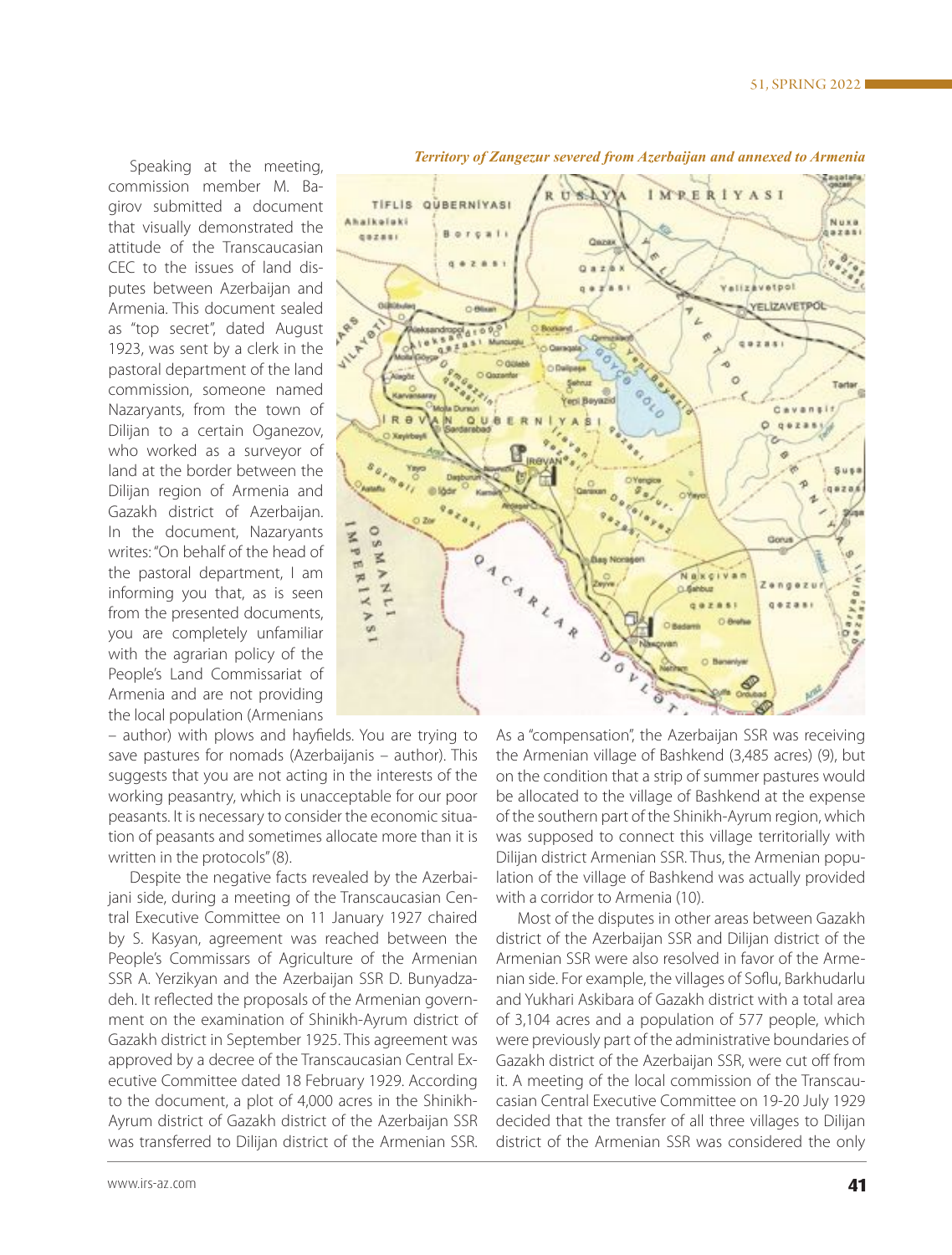Speaking at the meeting, commission member M. Bagirov submitted a document that visually demonstrated the attitude of the Transcaucasian CEC to the issues of land disputes between Azerbaijan and Armenia. This document sealed as "top secret", dated August 1923, was sent by a clerk in the pastoral department of the land commission, someone named Nazaryants, from the town of Dilijan to a certain Oganezov, who worked as a surveyor of land at the border between the Dilijan region of Armenia and Gazakh district of Azerbaijan. In the document, Nazaryants writes: "On behalf of the head of the pastoral department, I am informing you that, as is seen from the presented documents, you are completely unfamiliar with the agrarian policy of the People's Land Commissariat of Armenia and are not providing the local population (Armenians – author) with plows and hayfields. You are trying to save pastures for nomads (Azerbaijanis – author). This suggests that you are not acting in the interests of the working peasantry, which is unacceptable for our poor peasants. It is necessary to consider the economic situation of peasants and sometimes allocate more than it is written in the protocols" (8).

*Territory of Zangezur severed from Azerbaijan and annexed to Armenia*

Despite the negative facts revealed by the Azerbaijani side, during a meeting of the Transcaucasian Central Executive Committee on 11 January 1927 chaired by S. Kasyan, agreement was reached between the People's Commissars of Agriculture of the Armenian SSR A. Yerzikyan and the Azerbaijan SSR D. Bunyadzadeh. It reflected the proposals of the Armenian government on the examination of Shinikh-Ayrum district of Gazakh district in September 1925. This agreement was approved by a decree of the Transcaucasian Central Executive Committee dated 18 February 1929. According to the document, a plot of 4,000 acres in the Shinikh-Ayrum district of Gazakh district of the Azerbaijan SSR was transferred to Dilijan district of the Armenian SSR. As a "compensation", the Azerbaijan SSR was receiving the Armenian village of Bashkend (3,485 acres) (9), but on the condition that a strip of summer pastures would be allocated to the village of Bashkend at the expense of the southern part of the Shinikh-Ayrum region, which was supposed to connect this village territorially with Dilijan district Armenian SSR. Thus, the Armenian population of the village of Bashkend was actually provided with a corridor to Armenia (10).

Most of the disputes in other areas between Gazakh district of the Azerbaijan SSR and Dilijan district of the Armenian SSR were also resolved in favor of the Armenian side. For example, the villages of Soflu, Barkhudarlu and Yukhari Askibara of Gazakh district with a total area of 3,104 acres and a population of 577 people, which were previously part of the administrative boundaries of Gazakh district of the Azerbaijan SSR, were cut off from it. A meeting of the local commission of the Transcaucasian Central Executive Committee on 19-20 July 1929 decided that the transfer of all three villages to Dilijan district of the Armenian SSR was considered the only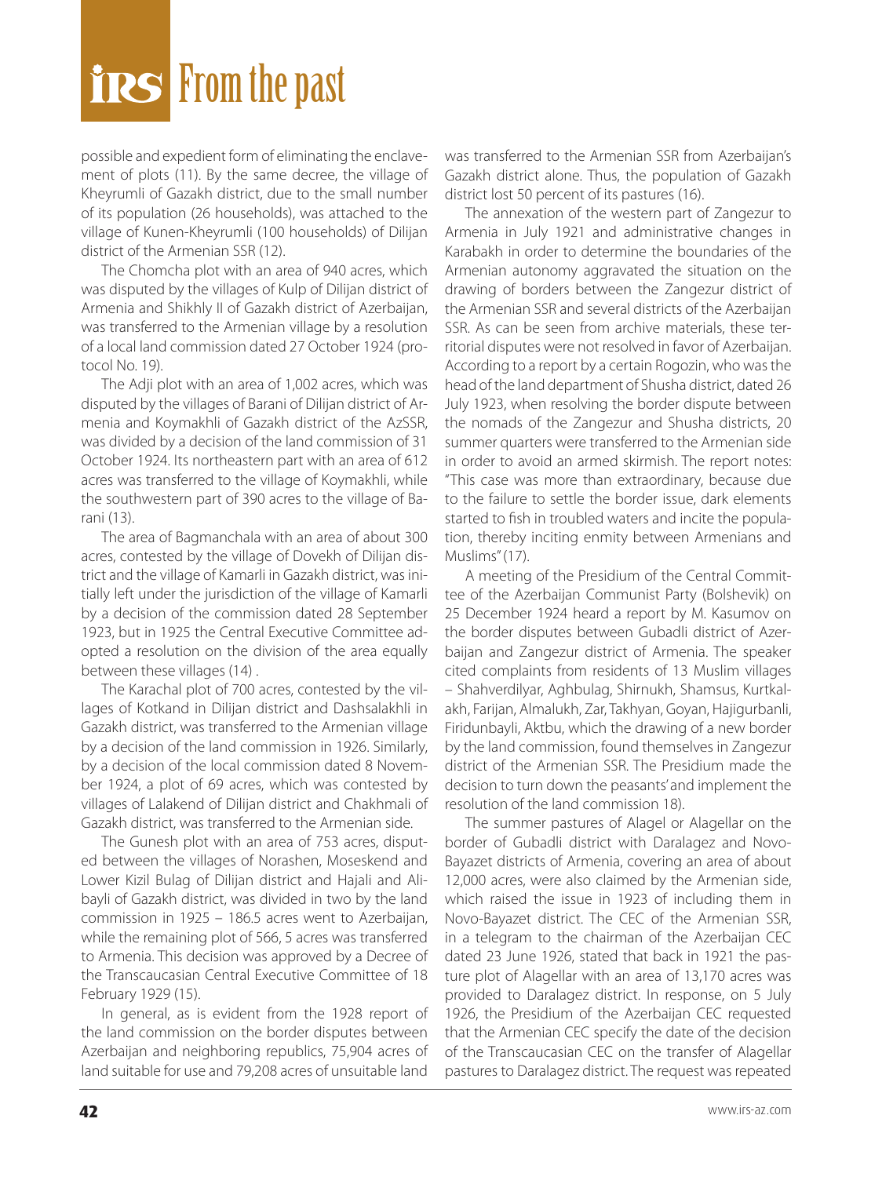possible and expedient form of eliminating the enclavement of plots (11). By the same decree, the village of Kheyrumli of Gazakh district, due to the small number of its population (26 households), was attached to the village of Kunen-Kheyrumli (100 households) of Dilijan district of the Armenian SSR (12).

The Chomcha plot with an area of 940 acres, which was disputed by the villages of Kulp of Dilijan district of Armenia and Shikhly II of Gazakh district of Azerbaijan, was transferred to the Armenian village by a resolution of a local land commission dated 27 October 1924 (protocol No. 19).

The Adji plot with an area of 1,002 acres, which was disputed by the villages of Barani of Dilijan district of Armenia and Koymakhli of Gazakh district of the AzSSR, was divided by a decision of the land commission of 31 October 1924. Its northeastern part with an area of 612 acres was transferred to the village of Koymakhli, while the southwestern part of 390 acres to the village of Barani (13).

The area of Bagmanchala with an area of about 300 acres, contested by the village of Dovekh of Dilijan district and the village of Kamarli in Gazakh district, was initially left under the jurisdiction of the village of Kamarli by a decision of the commission dated 28 September 1923, but in 1925 the Central Executive Committee adopted a resolution on the division of the area equally between these villages (14) .

The Karachal plot of 700 acres, contested by the villages of Kotkand in Dilijan district and Dashsalakhli in Gazakh district, was transferred to the Armenian village by a decision of the land commission in 1926. Similarly, by a decision of the local commission dated 8 November 1924, a plot of 69 acres, which was contested by villages of Lalakend of Dilijan district and Chakhmali of Gazakh district, was transferred to the Armenian side.

The Gunesh plot with an area of 753 acres, disputed between the villages of Norashen, Moseskend and Lower Kizil Bulag of Dilijan district and Hajali and Alibayli of Gazakh district, was divided in two by the land commission in 1925 – 186.5 acres went to Azerbaijan, while the remaining plot of 566, 5 acres was transferred to Armenia. This decision was approved by a Decree of the Transcaucasian Central Executive Committee of 18 February 1929 (15).

In general, as is evident from the 1928 report of the land commission on the border disputes between Azerbaijan and neighboring republics, 75,904 acres of land suitable for use and 79,208 acres of unsuitable land was transferred to the Armenian SSR from Azerbaijan's Gazakh district alone. Thus, the population of Gazakh district lost 50 percent of its pastures (16).

The annexation of the western part of Zangezur to Armenia in July 1921 and administrative changes in Karabakh in order to determine the boundaries of the Armenian autonomy aggravated the situation on the drawing of borders between the Zangezur district of the Armenian SSR and several districts of the Azerbaijan SSR. As can be seen from archive materials, these territorial disputes were not resolved in favor of Azerbaijan. According to a report by a certain Rogozin, who was the head of the land department of Shusha district, dated 26 July 1923, when resolving the border dispute between the nomads of the Zangezur and Shusha districts, 20 summer quarters were transferred to the Armenian side in order to avoid an armed skirmish. The report notes: "This case was more than extraordinary, because due to the failure to settle the border issue, dark elements started to fish in troubled waters and incite the population, thereby inciting enmity between Armenians and Muslims" (17).

A meeting of the Presidium of the Central Committee of the Azerbaijan Communist Party (Bolshevik) on 25 December 1924 heard a report by M. Kasumov on the border disputes between Gubadli district of Azerbaijan and Zangezur district of Armenia. The speaker cited complaints from residents of 13 Muslim villages – Shahverdilyar, Aghbulag, Shirnukh, Shamsus, Kurtkalakh, Farijan, Almalukh, Zar, Takhyan, Goyan, Hajigurbanli, Firidunbayli, Aktbu, which the drawing of a new border by the land commission, found themselves in Zangezur district of the Armenian SSR. The Presidium made the decision to turn down the peasants' and implement the resolution of the land commission 18).

The summer pastures of Alagel or Alagellar on the border of Gubadli district with Daralagez and Novo-Bayazet districts of Armenia, covering an area of about 12,000 acres, were also claimed by the Armenian side, which raised the issue in 1923 of including them in Novo-Bayazet district. The CEC of the Armenian SSR, in a telegram to the chairman of the Azerbaijan CEC dated 23 June 1926, stated that back in 1921 the pasture plot of Alagellar with an area of 13,170 acres was provided to Daralagez district. In response, on 5 July 1926, the Presidium of the Azerbaijan CEC requested that the Armenian CEC specify the date of the decision of the Transcaucasian CEC on the transfer of Alagellar pastures to Daralagez district. The request was repeated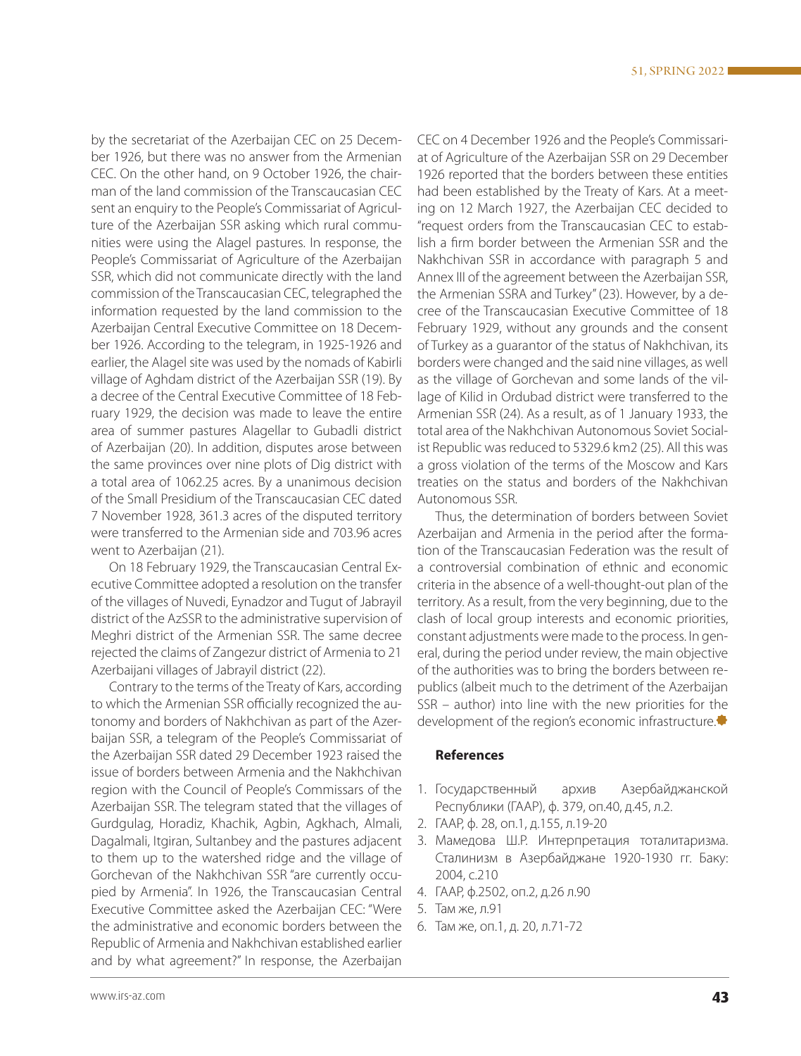by the secretariat of the Azerbaijan CEC on 25 December 1926, but there was no answer from the Armenian CEC. On the other hand, on 9 October 1926, the chairman of the land commission of the Transcaucasian CEC sent an enquiry to the People's Commissariat of Agriculture of the Azerbaijan SSR asking which rural communities were using the Alagel pastures. In response, the People's Commissariat of Agriculture of the Azerbaijan SSR, which did not communicate directly with the land commission of the Transcaucasian CEC, telegraphed the information requested by the land commission to the Azerbaijan Central Executive Committee on 18 December 1926. According to the telegram, in 1925-1926 and earlier, the Alagel site was used by the nomads of Kabirli village of Aghdam district of the Azerbaijan SSR (19). By a decree of the Central Executive Committee of 18 February 1929, the decision was made to leave the entire area of summer pastures Alagellar to Gubadli district of Azerbaijan (20). In addition, disputes arose between the same provinces over nine plots of Dig district with a total area of 1062.25 acres. By a unanimous decision of the Small Presidium of the Transcaucasian CEC dated 7 November 1928, 361.3 acres of the disputed territory were transferred to the Armenian side and 703.96 acres went to Azerbaijan (21).

On 18 February 1929, the Transcaucasian Central Executive Committee adopted a resolution on the transfer of the villages of Nuvedi, Eynadzor and Tugut of Jabrayil district of the AzSSR to the administrative supervision of Meghri district of the Armenian SSR. The same decree rejected the claims of Zangezur district of Armenia to 21 Azerbaijani villages of Jabrayil district (22).

Contrary to the terms of the Treaty of Kars, according to which the Armenian SSR officially recognized the autonomy and borders of Nakhchivan as part of the Azerbaijan SSR, a telegram of the People's Commissariat of the Azerbaijan SSR dated 29 December 1923 raised the issue of borders between Armenia and the Nakhchivan region with the Council of People's Commissars of the Azerbaijan SSR. The telegram stated that the villages of Gurdgulag, Horadiz, Khachik, Agbin, Agkhach, Almali, Dagalmali, Itgiran, Sultanbey and the pastures adjacent to them up to the watershed ridge and the village of Gorchevan of the Nakhchivan SSR "are currently occupied by Armenia". In 1926, the Transcaucasian Central Executive Committee asked the Azerbaijan CEC: "Were the administrative and economic borders between the Republic of Armenia and Nakhchivan established earlier and by what agreement?" In response, the Azerbaijan CEC on 4 December 1926 and the People's Commissariat of Agriculture of the Azerbaijan SSR on 29 December 1926 reported that the borders between these entities had been established by the Treaty of Kars. At a meeting on 12 March 1927, the Azerbaijan CEC decided to "request orders from the Transcaucasian CEC to establish a firm border between the Armenian SSR and the Nakhchivan SSR in accordance with paragraph 5 and Annex III of the agreement between the Azerbaijan SSR, the Armenian SSRA and Turkey" (23). However, by a decree of the Transcaucasian Executive Committee of 18 February 1929, without any grounds and the consent of Turkey as a guarantor of the status of Nakhchivan, its borders were changed and the said nine villages, as well as the village of Gorchevan and some lands of the village of Kilid in Ordubad district were transferred to the Armenian SSR (24). As a result, as of 1 January 1933, the total area of the Nakhchivan Autonomous Soviet Socialist Republic was reduced to 5329.6 km2 (25). All this was a gross violation of the terms of the Moscow and Kars treaties on the status and borders of the Nakhchivan Autonomous SSR.

Thus, the determination of borders between Soviet Azerbaijan and Armenia in the period after the formation of the Transcaucasian Federation was the result of a controversial combination of ethnic and economic criteria in the absence of a well-thought-out plan of the territory. As a result, from the very beginning, due to the clash of local group interests and economic priorities, constant adjustments were made to the process. In general, during the period under review, the main objective of the authorities was to bring the borders between republics (albeit much to the detriment of the Azerbaijan SSR – author) into line with the new priorities for the development of the region's economic infrastructure.

**References**

1. Государственный архив Азербайджанской Республики (ГААР), ф. 379, оп.40, д.45, л.2.
2. ГААР, ф. 28, оп.1, д.155, л.19-20
3. Мамедова Ш.Р. Интерпретация тоталитаризма. Сталинизм в Азербайджане 1920-1930 гг. Баку: 2004, с.210
4. ГААР, ф.2502, оп.2, д.26 л.90
5. Там же, л.91
6. Там же, оп.1, д. 20, л.71-72